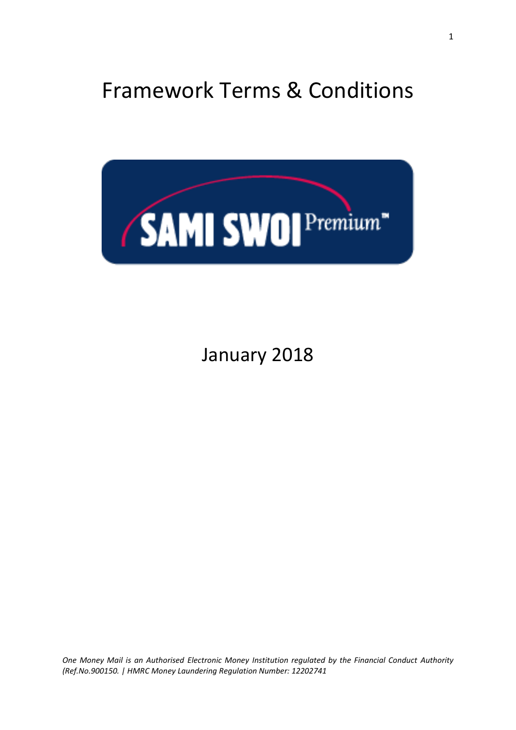# Framework Terms & Conditions

SAMI SWOI Premium™

January 2018

*One Money Mail is an Authorised Electronic Money Institution regulated by the Financial Conduct Authority (Ref.No.900150. | HMRC Money Laundering Regulation Number: 12202741*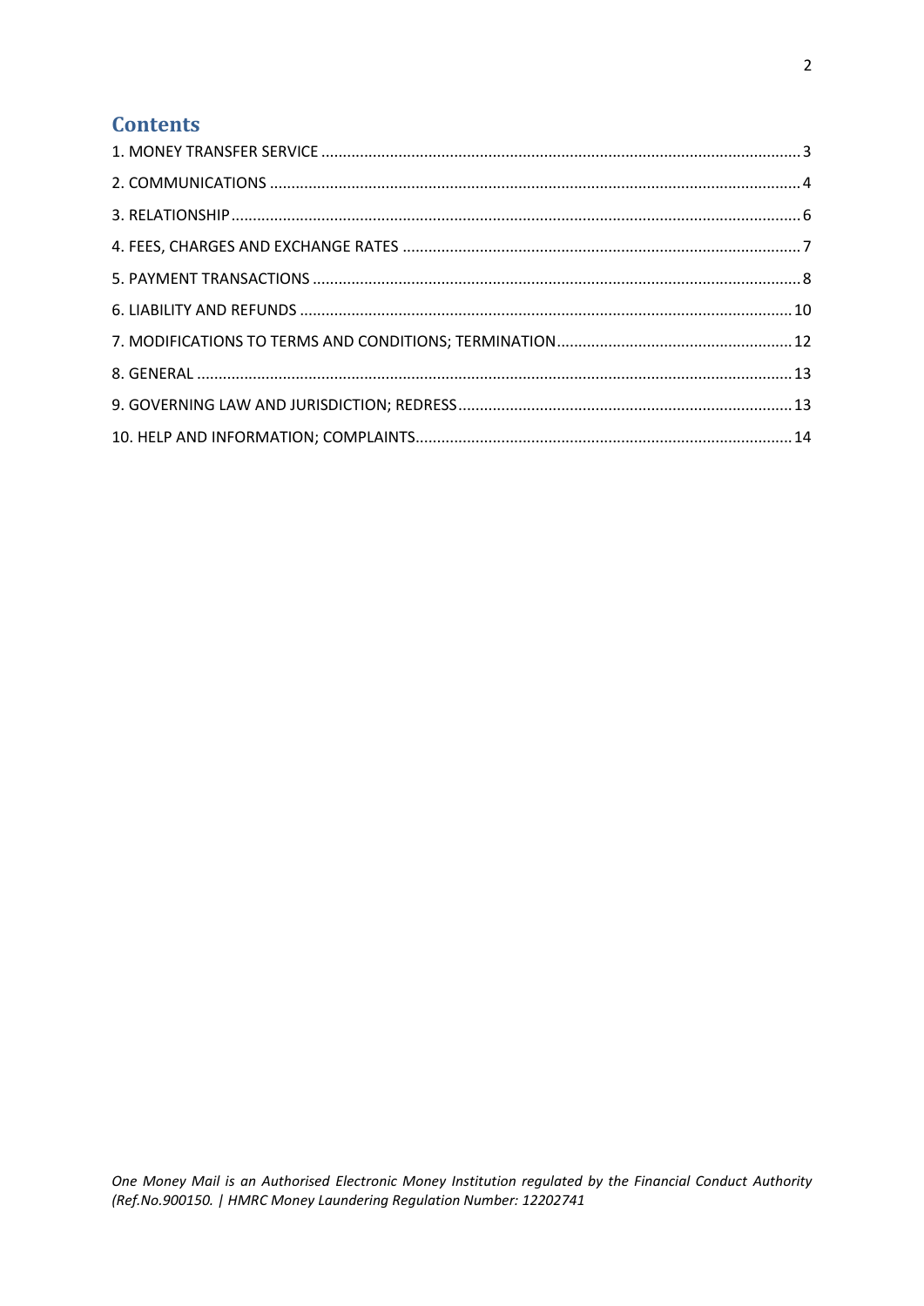## Contents

1. MONEY TRANSFER SERVICE ..... 3
2. COMMUNICATIONS ..... 4
3. RELATIONSHIP ..... 6
4. FEES, CHARGES AND EXCHANGE RATES ..... 7
5. PAYMENT TRANSACTIONS ..... 8
6. LIABILITY AND REFUNDS ..... 10
7. MODIFICATIONS TO TERMS AND CONDITIONS; TERMINATION ..... 12
8. GENERAL ..... 13
9. GOVERNING LAW AND JURISDICTION; REDRESS ..... 13
10. HELP AND INFORMATION; COMPLAINTS ..... 14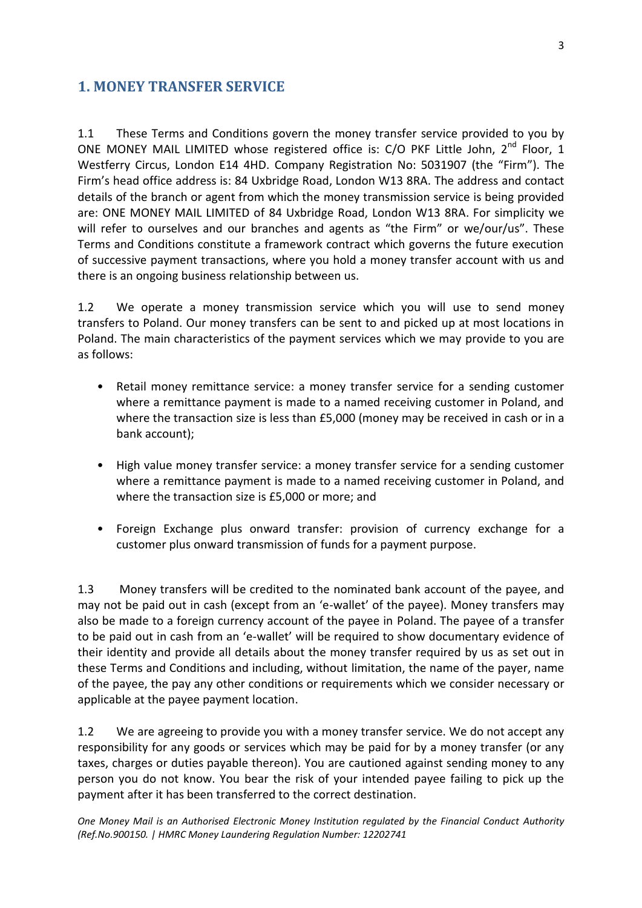## 1. MONEY TRANSFER SERVICE

1.1 These Terms and Conditions govern the money transfer service provided to you by ONE MONEY MAIL LIMITED whose registered office is: C/O PKF Little John, 2nd Floor, 1 Westferry Circus, London E14 4HD. Company Registration No: 5031907 (the "Firm"). The Firm's head office address is: 84 Uxbridge Road, London W13 8RA. The address and contact details of the branch or agent from which the money transmission service is being provided are: ONE MONEY MAIL LIMITED of 84 Uxbridge Road, London W13 8RA. For simplicity we will refer to ourselves and our branches and agents as "the Firm" or we/our/us". These Terms and Conditions constitute a framework contract which governs the future execution of successive payment transactions, where you hold a money transfer account with us and there is an ongoing business relationship between us.

1.2 We operate a money transmission service which you will use to send money transfers to Poland. Our money transfers can be sent to and picked up at most locations in Poland. The main characteristics of the payment services which we may provide to you are as follows:

- Retail money remittance service: a money transfer service for a sending customer where a remittance payment is made to a named receiving customer in Poland, and where the transaction size is less than £5,000 (money may be received in cash or in a bank account);
- High value money transfer service: a money transfer service for a sending customer where a remittance payment is made to a named receiving customer in Poland, and where the transaction size is £5,000 or more; and
- Foreign Exchange plus onward transfer: provision of currency exchange for a customer plus onward transmission of funds for a payment purpose.

1.3 Money transfers will be credited to the nominated bank account of the payee, and may not be paid out in cash (except from an 'e-wallet' of the payee). Money transfers may also be made to a foreign currency account of the payee in Poland. The payee of a transfer to be paid out in cash from an 'e-wallet' will be required to show documentary evidence of their identity and provide all details about the money transfer required by us as set out in these Terms and Conditions and including, without limitation, the name of the payer, name of the payee, the pay any other conditions or requirements which we consider necessary or applicable at the payee payment location.

1.2 We are agreeing to provide you with a money transfer service. We do not accept any responsibility for any goods or services which may be paid for by a money transfer (or any taxes, charges or duties payable thereon). You are cautioned against sending money to any person you do not know. You bear the risk of your intended payee failing to pick up the payment after it has been transferred to the correct destination.

*One Money Mail is an Authorised Electronic Money Institution regulated by the Financial Conduct Authority (Ref.No.900150. | HMRC Money Laundering Regulation Number: 12202741*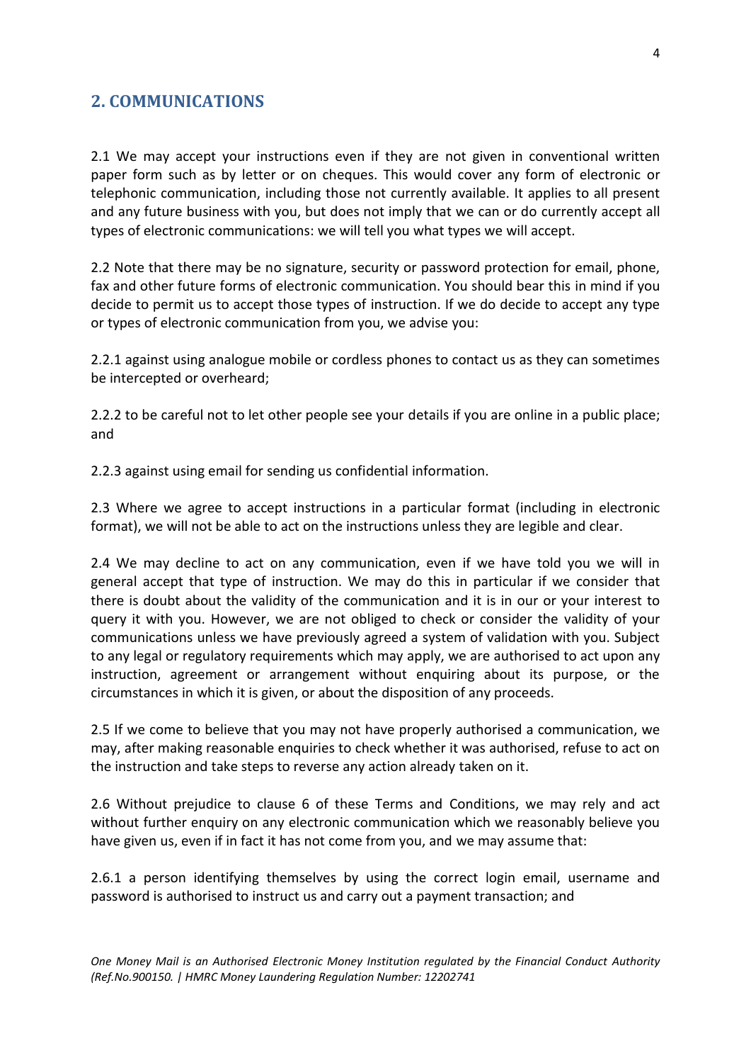## 2. COMMUNICATIONS

2.1 We may accept your instructions even if they are not given in conventional written paper form such as by letter or on cheques. This would cover any form of electronic or telephonic communication, including those not currently available. It applies to all present and any future business with you, but does not imply that we can or do currently accept all types of electronic communications: we will tell you what types we will accept.

2.2 Note that there may be no signature, security or password protection for email, phone, fax and other future forms of electronic communication. You should bear this in mind if you decide to permit us to accept those types of instruction. If we do decide to accept any type or types of electronic communication from you, we advise you:

2.2.1 against using analogue mobile or cordless phones to contact us as they can sometimes be intercepted or overheard;

2.2.2 to be careful not to let other people see your details if you are online in a public place; and

2.2.3 against using email for sending us confidential information.

2.3 Where we agree to accept instructions in a particular format (including in electronic format), we will not be able to act on the instructions unless they are legible and clear.

2.4 We may decline to act on any communication, even if we have told you we will in general accept that type of instruction. We may do this in particular if we consider that there is doubt about the validity of the communication and it is in our or your interest to query it with you. However, we are not obliged to check or consider the validity of your communications unless we have previously agreed a system of validation with you. Subject to any legal or regulatory requirements which may apply, we are authorised to act upon any instruction, agreement or arrangement without enquiring about its purpose, or the circumstances in which it is given, or about the disposition of any proceeds.

2.5 If we come to believe that you may not have properly authorised a communication, we may, after making reasonable enquiries to check whether it was authorised, refuse to act on the instruction and take steps to reverse any action already taken on it.

2.6 Without prejudice to clause 6 of these Terms and Conditions, we may rely and act without further enquiry on any electronic communication which we reasonably believe you have given us, even if in fact it has not come from you, and we may assume that:

2.6.1 a person identifying themselves by using the correct login email, username and password is authorised to instruct us and carry out a payment transaction; and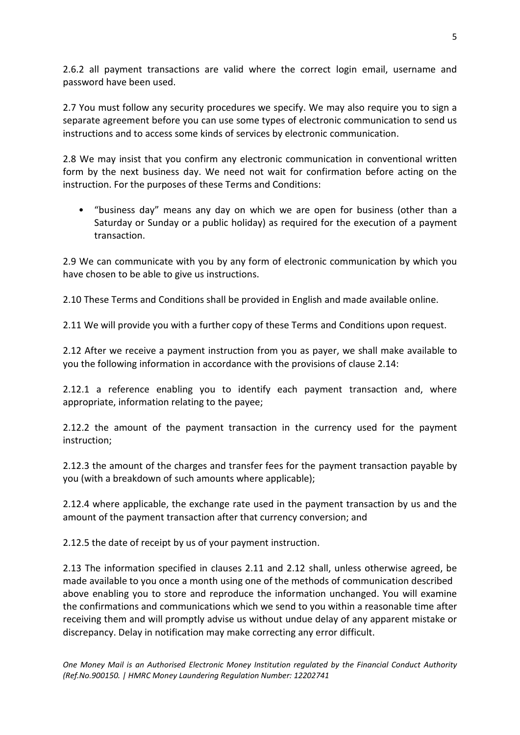2.6.2 all payment transactions are valid where the correct login email, username and password have been used.

2.7 You must follow any security procedures we specify. We may also require you to sign a separate agreement before you can use some types of electronic communication to send us instructions and to access some kinds of services by electronic communication.

2.8 We may insist that you confirm any electronic communication in conventional written form by the next business day. We need not wait for confirmation before acting on the instruction. For the purposes of these Terms and Conditions:

- "business day" means any day on which we are open for business (other than a Saturday or Sunday or a public holiday) as required for the execution of a payment transaction.

2.9 We can communicate with you by any form of electronic communication by which you have chosen to be able to give us instructions.

2.10 These Terms and Conditions shall be provided in English and made available online.

2.11 We will provide you with a further copy of these Terms and Conditions upon request.

2.12 After we receive a payment instruction from you as payer, we shall make available to you the following information in accordance with the provisions of clause 2.14:

2.12.1 a reference enabling you to identify each payment transaction and, where appropriate, information relating to the payee;

2.12.2 the amount of the payment transaction in the currency used for the payment instruction;

2.12.3 the amount of the charges and transfer fees for the payment transaction payable by you (with a breakdown of such amounts where applicable);

2.12.4 where applicable, the exchange rate used in the payment transaction by us and the amount of the payment transaction after that currency conversion; and

2.12.5 the date of receipt by us of your payment instruction.

2.13 The information specified in clauses 2.11 and 2.12 shall, unless otherwise agreed, be made available to you once a month using one of the methods of communication described above enabling you to store and reproduce the information unchanged. You will examine the confirmations and communications which we send to you within a reasonable time after receiving them and will promptly advise us without undue delay of any apparent mistake or discrepancy. Delay in notification may make correcting any error difficult.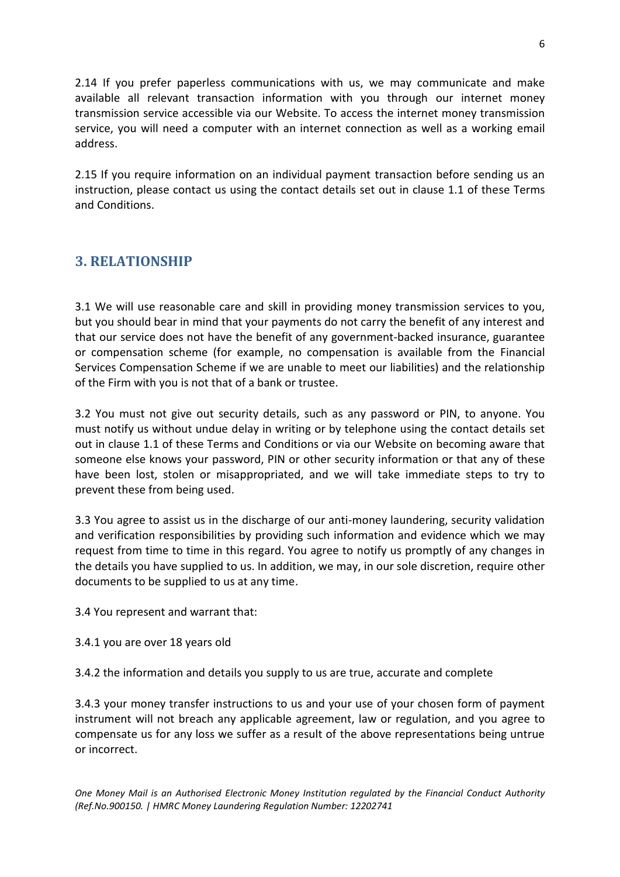2.14 If you prefer paperless communications with us, we may communicate and make available all relevant transaction information with you through our internet money transmission service accessible via our Website. To access the internet money transmission service, you will need a computer with an internet connection as well as a working email address.

2.15 If you require information on an individual payment transaction before sending us an instruction, please contact us using the contact details set out in clause 1.1 of these Terms and Conditions.

## 3. RELATIONSHIP

3.1 We will use reasonable care and skill in providing money transmission services to you, but you should bear in mind that your payments do not carry the benefit of any interest and that our service does not have the benefit of any government-backed insurance, guarantee or compensation scheme (for example, no compensation is available from the Financial Services Compensation Scheme if we are unable to meet our liabilities) and the relationship of the Firm with you is not that of a bank or trustee.

3.2 You must not give out security details, such as any password or PIN, to anyone. You must notify us without undue delay in writing or by telephone using the contact details set out in clause 1.1 of these Terms and Conditions or via our Website on becoming aware that someone else knows your password, PIN or other security information or that any of these have been lost, stolen or misappropriated, and we will take immediate steps to try to prevent these from being used.

3.3 You agree to assist us in the discharge of our anti-money laundering, security validation and verification responsibilities by providing such information and evidence which we may request from time to time in this regard. You agree to notify us promptly of any changes in the details you have supplied to us. In addition, we may, in our sole discretion, require other documents to be supplied to us at any time.

3.4 You represent and warrant that:

3.4.1 you are over 18 years old

3.4.2 the information and details you supply to us are true, accurate and complete

3.4.3 your money transfer instructions to us and your use of your chosen form of payment instrument will not breach any applicable agreement, law or regulation, and you agree to compensate us for any loss we suffer as a result of the above representations being untrue or incorrect.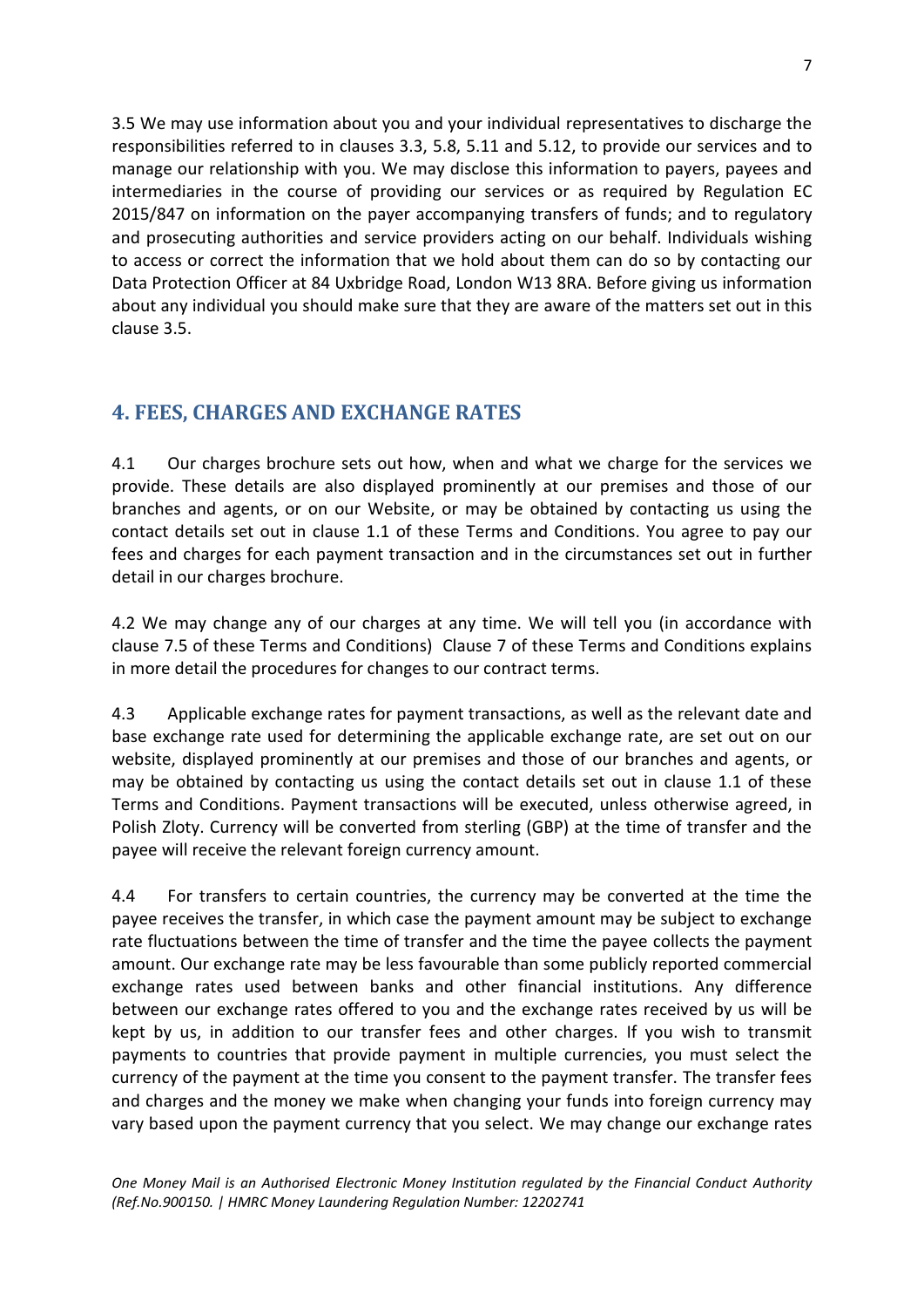3.5 We may use information about you and your individual representatives to discharge the responsibilities referred to in clauses 3.3, 5.8, 5.11 and 5.12, to provide our services and to manage our relationship with you. We may disclose this information to payers, payees and intermediaries in the course of providing our services or as required by Regulation EC 2015/847 on information on the payer accompanying transfers of funds; and to regulatory and prosecuting authorities and service providers acting on our behalf. Individuals wishing to access or correct the information that we hold about them can do so by contacting our Data Protection Officer at 84 Uxbridge Road, London W13 8RA. Before giving us information about any individual you should make sure that they are aware of the matters set out in this clause 3.5.

## 4. FEES, CHARGES AND EXCHANGE RATES

4.1 Our charges brochure sets out how, when and what we charge for the services we provide. These details are also displayed prominently at our premises and those of our branches and agents, or on our Website, or may be obtained by contacting us using the contact details set out in clause 1.1 of these Terms and Conditions. You agree to pay our fees and charges for each payment transaction and in the circumstances set out in further detail in our charges brochure.

4.2 We may change any of our charges at any time. We will tell you (in accordance with clause 7.5 of these Terms and Conditions) Clause 7 of these Terms and Conditions explains in more detail the procedures for changes to our contract terms.

4.3 Applicable exchange rates for payment transactions, as well as the relevant date and base exchange rate used for determining the applicable exchange rate, are set out on our website, displayed prominently at our premises and those of our branches and agents, or may be obtained by contacting us using the contact details set out in clause 1.1 of these Terms and Conditions. Payment transactions will be executed, unless otherwise agreed, in Polish Zloty. Currency will be converted from sterling (GBP) at the time of transfer and the payee will receive the relevant foreign currency amount.

4.4 For transfers to certain countries, the currency may be converted at the time the payee receives the transfer, in which case the payment amount may be subject to exchange rate fluctuations between the time of transfer and the time the payee collects the payment amount. Our exchange rate may be less favourable than some publicly reported commercial exchange rates used between banks and other financial institutions. Any difference between our exchange rates offered to you and the exchange rates received by us will be kept by us, in addition to our transfer fees and other charges. If you wish to transmit payments to countries that provide payment in multiple currencies, you must select the currency of the payment at the time you consent to the payment transfer. The transfer fees and charges and the money we make when changing your funds into foreign currency may vary based upon the payment currency that you select. We may change our exchange rates

*One Money Mail is an Authorised Electronic Money Institution regulated by the Financial Conduct Authority (Ref.No.900150. | HMRC Money Laundering Regulation Number: 12202741*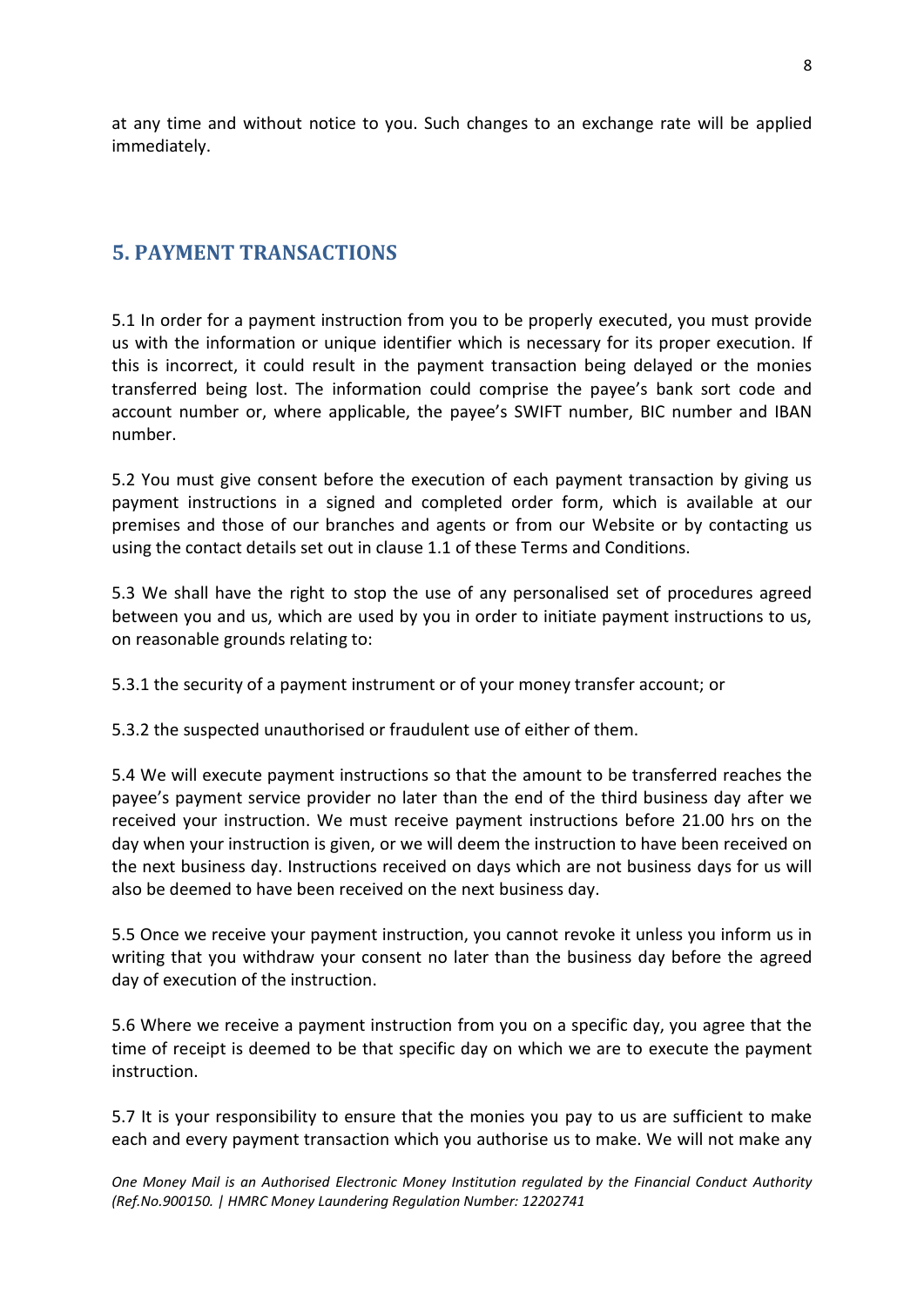at any time and without notice to you. Such changes to an exchange rate will be applied immediately.

## 5. PAYMENT TRANSACTIONS

5.1 In order for a payment instruction from you to be properly executed, you must provide us with the information or unique identifier which is necessary for its proper execution. If this is incorrect, it could result in the payment transaction being delayed or the monies transferred being lost. The information could comprise the payee's bank sort code and account number or, where applicable, the payee's SWIFT number, BIC number and IBAN number.

5.2 You must give consent before the execution of each payment transaction by giving us payment instructions in a signed and completed order form, which is available at our premises and those of our branches and agents or from our Website or by contacting us using the contact details set out in clause 1.1 of these Terms and Conditions.

5.3 We shall have the right to stop the use of any personalised set of procedures agreed between you and us, which are used by you in order to initiate payment instructions to us, on reasonable grounds relating to:

5.3.1 the security of a payment instrument or of your money transfer account; or

5.3.2 the suspected unauthorised or fraudulent use of either of them.

5.4 We will execute payment instructions so that the amount to be transferred reaches the payee's payment service provider no later than the end of the third business day after we received your instruction. We must receive payment instructions before 21.00 hrs on the day when your instruction is given, or we will deem the instruction to have been received on the next business day. Instructions received on days which are not business days for us will also be deemed to have been received on the next business day.

5.5 Once we receive your payment instruction, you cannot revoke it unless you inform us in writing that you withdraw your consent no later than the business day before the agreed day of execution of the instruction.

5.6 Where we receive a payment instruction from you on a specific day, you agree that the time of receipt is deemed to be that specific day on which we are to execute the payment instruction.

5.7 It is your responsibility to ensure that the monies you pay to us are sufficient to make each and every payment transaction which you authorise us to make. We will not make any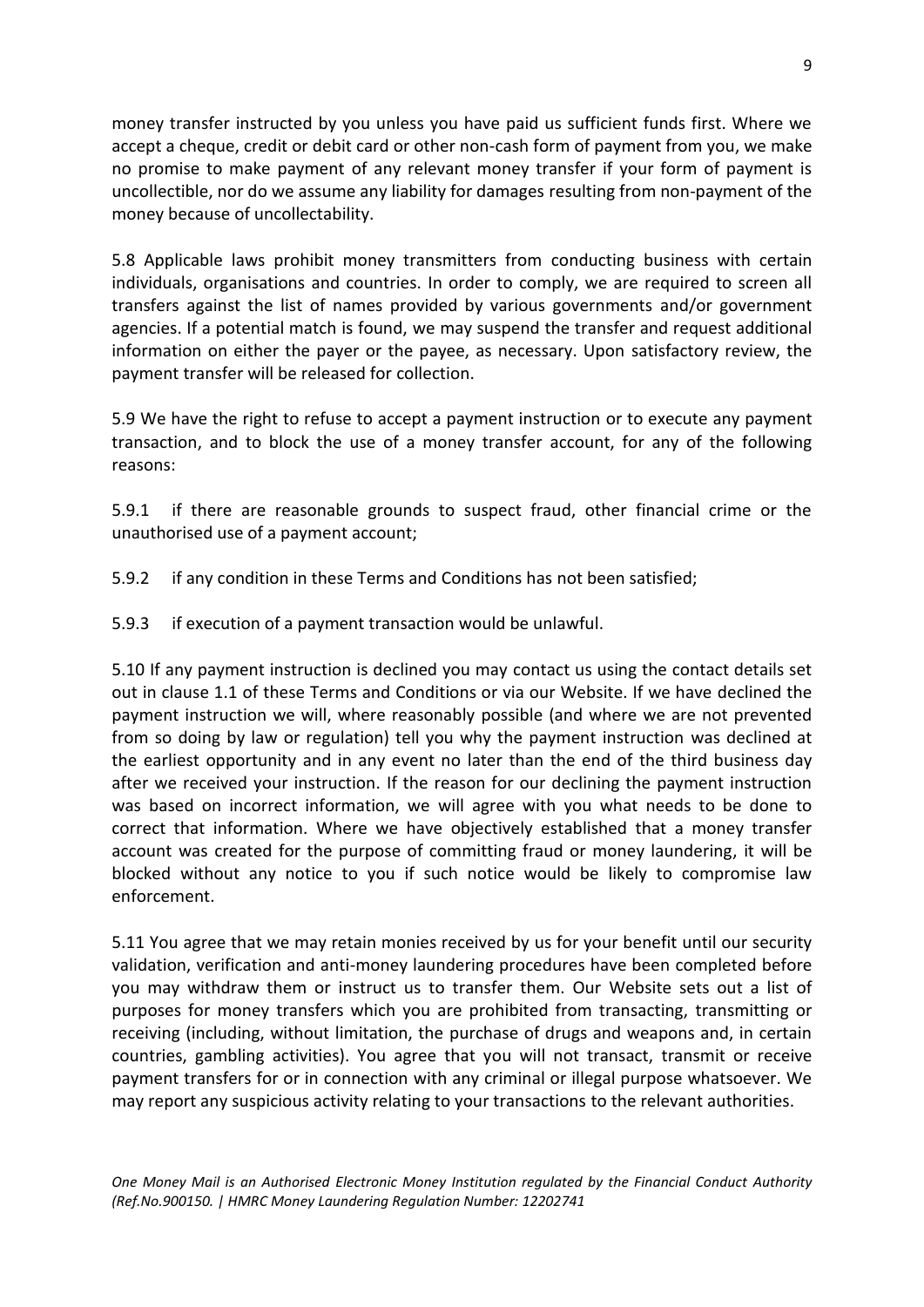money transfer instructed by you unless you have paid us sufficient funds first. Where we accept a cheque, credit or debit card or other non-cash form of payment from you, we make no promise to make payment of any relevant money transfer if your form of payment is uncollectible, nor do we assume any liability for damages resulting from non-payment of the money because of uncollectability.

5.8 Applicable laws prohibit money transmitters from conducting business with certain individuals, organisations and countries. In order to comply, we are required to screen all transfers against the list of names provided by various governments and/or government agencies. If a potential match is found, we may suspend the transfer and request additional information on either the payer or the payee, as necessary. Upon satisfactory review, the payment transfer will be released for collection.

5.9 We have the right to refuse to accept a payment instruction or to execute any payment transaction, and to block the use of a money transfer account, for any of the following reasons:

5.9.1 if there are reasonable grounds to suspect fraud, other financial crime or the unauthorised use of a payment account;

5.9.2 if any condition in these Terms and Conditions has not been satisfied;

5.9.3 if execution of a payment transaction would be unlawful.

5.10 If any payment instruction is declined you may contact us using the contact details set out in clause 1.1 of these Terms and Conditions or via our Website. If we have declined the payment instruction we will, where reasonably possible (and where we are not prevented from so doing by law or regulation) tell you why the payment instruction was declined at the earliest opportunity and in any event no later than the end of the third business day after we received your instruction. If the reason for our declining the payment instruction was based on incorrect information, we will agree with you what needs to be done to correct that information. Where we have objectively established that a money transfer account was created for the purpose of committing fraud or money laundering, it will be blocked without any notice to you if such notice would be likely to compromise law enforcement.

5.11 You agree that we may retain monies received by us for your benefit until our security validation, verification and anti-money laundering procedures have been completed before you may withdraw them or instruct us to transfer them. Our Website sets out a list of purposes for money transfers which you are prohibited from transacting, transmitting or receiving (including, without limitation, the purchase of drugs and weapons and, in certain countries, gambling activities). You agree that you will not transact, transmit or receive payment transfers for or in connection with any criminal or illegal purpose whatsoever. We may report any suspicious activity relating to your transactions to the relevant authorities.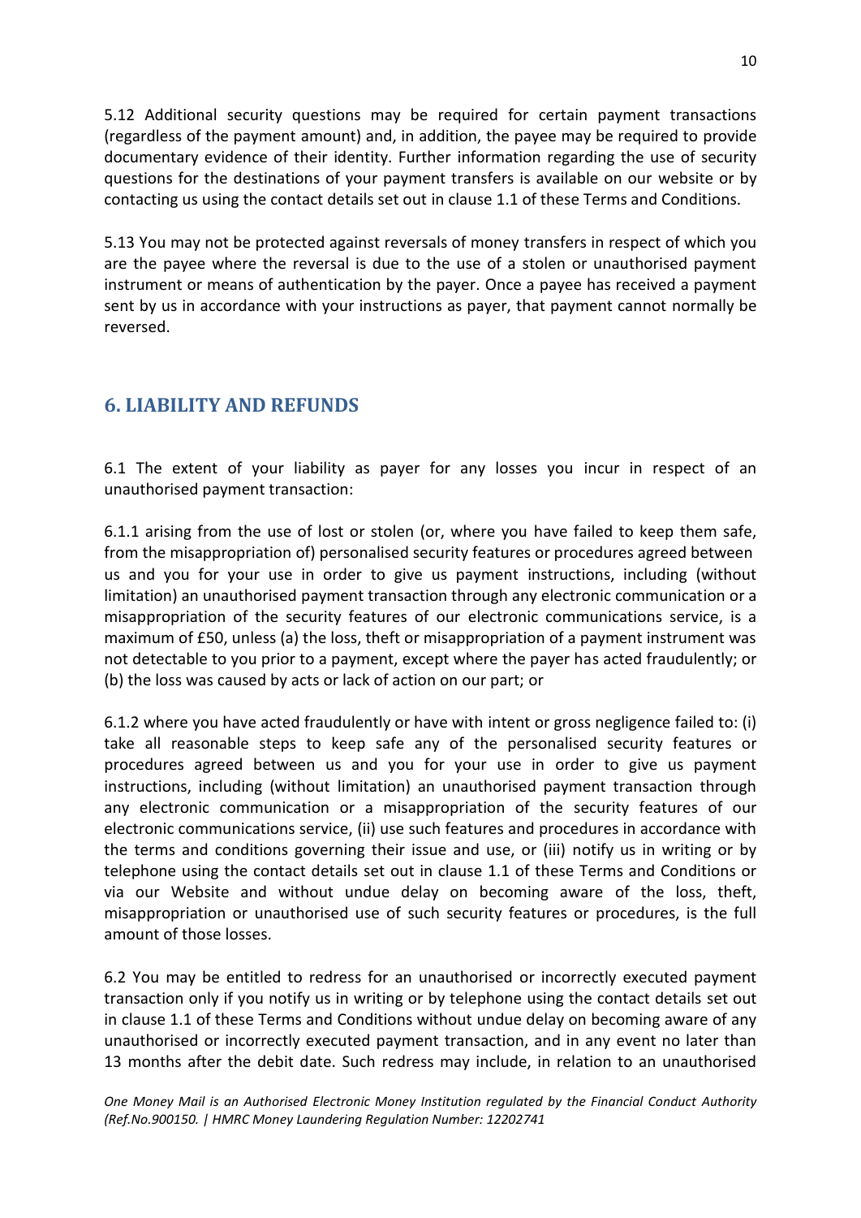5.12 Additional security questions may be required for certain payment transactions (regardless of the payment amount) and, in addition, the payee may be required to provide documentary evidence of their identity. Further information regarding the use of security questions for the destinations of your payment transfers is available on our website or by contacting us using the contact details set out in clause 1.1 of these Terms and Conditions.

5.13 You may not be protected against reversals of money transfers in respect of which you are the payee where the reversal is due to the use of a stolen or unauthorised payment instrument or means of authentication by the payer. Once a payee has received a payment sent by us in accordance with your instructions as payer, that payment cannot normally be reversed.

## 6. LIABILITY AND REFUNDS

6.1 The extent of your liability as payer for any losses you incur in respect of an unauthorised payment transaction:

6.1.1 arising from the use of lost or stolen (or, where you have failed to keep them safe, from the misappropriation of) personalised security features or procedures agreed between us and you for your use in order to give us payment instructions, including (without limitation) an unauthorised payment transaction through any electronic communication or a misappropriation of the security features of our electronic communications service, is a maximum of £50, unless (a) the loss, theft or misappropriation of a payment instrument was not detectable to you prior to a payment, except where the payer has acted fraudulently; or (b) the loss was caused by acts or lack of action on our part; or

6.1.2 where you have acted fraudulently or have with intent or gross negligence failed to: (i) take all reasonable steps to keep safe any of the personalised security features or procedures agreed between us and you for your use in order to give us payment instructions, including (without limitation) an unauthorised payment transaction through any electronic communication or a misappropriation of the security features of our electronic communications service, (ii) use such features and procedures in accordance with the terms and conditions governing their issue and use, or (iii) notify us in writing or by telephone using the contact details set out in clause 1.1 of these Terms and Conditions or via our Website and without undue delay on becoming aware of the loss, theft, misappropriation or unauthorised use of such security features or procedures, is the full amount of those losses.

6.2 You may be entitled to redress for an unauthorised or incorrectly executed payment transaction only if you notify us in writing or by telephone using the contact details set out in clause 1.1 of these Terms and Conditions without undue delay on becoming aware of any unauthorised or incorrectly executed payment transaction, and in any event no later than 13 months after the debit date. Such redress may include, in relation to an unauthorised

*One Money Mail is an Authorised Electronic Money Institution regulated by the Financial Conduct Authority (Ref.No.900150. | HMRC Money Laundering Regulation Number: 12202741*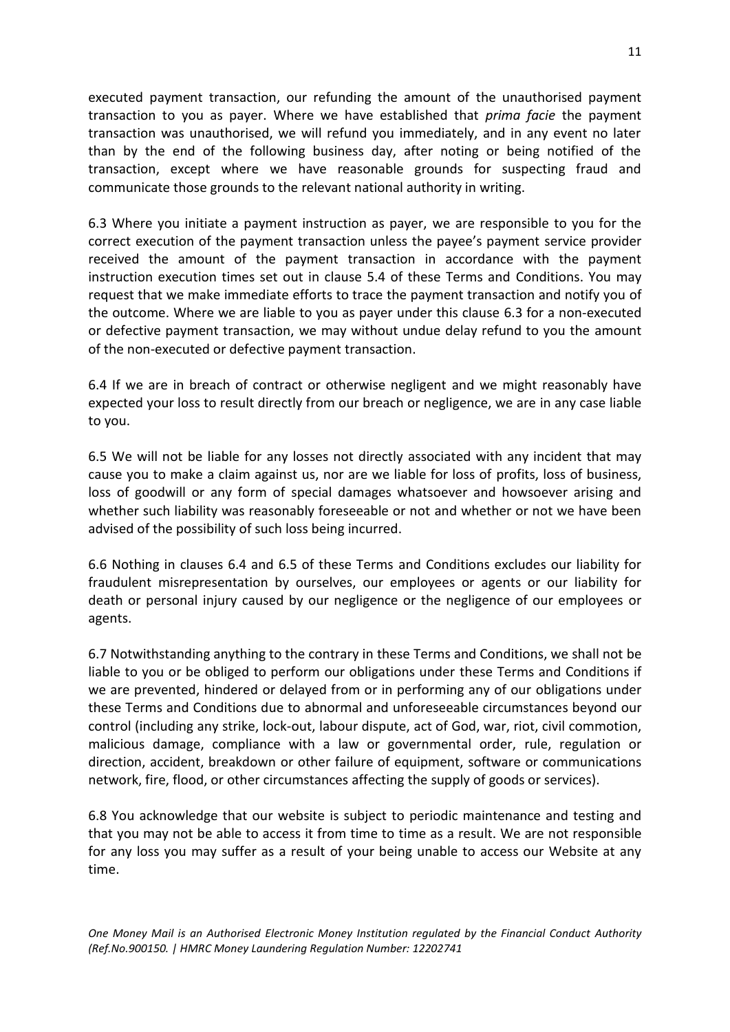executed payment transaction, our refunding the amount of the unauthorised payment transaction to you as payer. Where we have established that *prima facie* the payment transaction was unauthorised, we will refund you immediately, and in any event no later than by the end of the following business day, after noting or being notified of the transaction, except where we have reasonable grounds for suspecting fraud and communicate those grounds to the relevant national authority in writing.

6.3 Where you initiate a payment instruction as payer, we are responsible to you for the correct execution of the payment transaction unless the payee's payment service provider received the amount of the payment transaction in accordance with the payment instruction execution times set out in clause 5.4 of these Terms and Conditions. You may request that we make immediate efforts to trace the payment transaction and notify you of the outcome. Where we are liable to you as payer under this clause 6.3 for a non-executed or defective payment transaction, we may without undue delay refund to you the amount of the non-executed or defective payment transaction.

6.4 If we are in breach of contract or otherwise negligent and we might reasonably have expected your loss to result directly from our breach or negligence, we are in any case liable to you.

6.5 We will not be liable for any losses not directly associated with any incident that may cause you to make a claim against us, nor are we liable for loss of profits, loss of business, loss of goodwill or any form of special damages whatsoever and howsoever arising and whether such liability was reasonably foreseeable or not and whether or not we have been advised of the possibility of such loss being incurred.

6.6 Nothing in clauses 6.4 and 6.5 of these Terms and Conditions excludes our liability for fraudulent misrepresentation by ourselves, our employees or agents or our liability for death or personal injury caused by our negligence or the negligence of our employees or agents.

6.7 Notwithstanding anything to the contrary in these Terms and Conditions, we shall not be liable to you or be obliged to perform our obligations under these Terms and Conditions if we are prevented, hindered or delayed from or in performing any of our obligations under these Terms and Conditions due to abnormal and unforeseeable circumstances beyond our control (including any strike, lock-out, labour dispute, act of God, war, riot, civil commotion, malicious damage, compliance with a law or governmental order, rule, regulation or direction, accident, breakdown or other failure of equipment, software or communications network, fire, flood, or other circumstances affecting the supply of goods or services).

6.8 You acknowledge that our website is subject to periodic maintenance and testing and that you may not be able to access it from time to time as a result. We are not responsible for any loss you may suffer as a result of your being unable to access our Website at any time.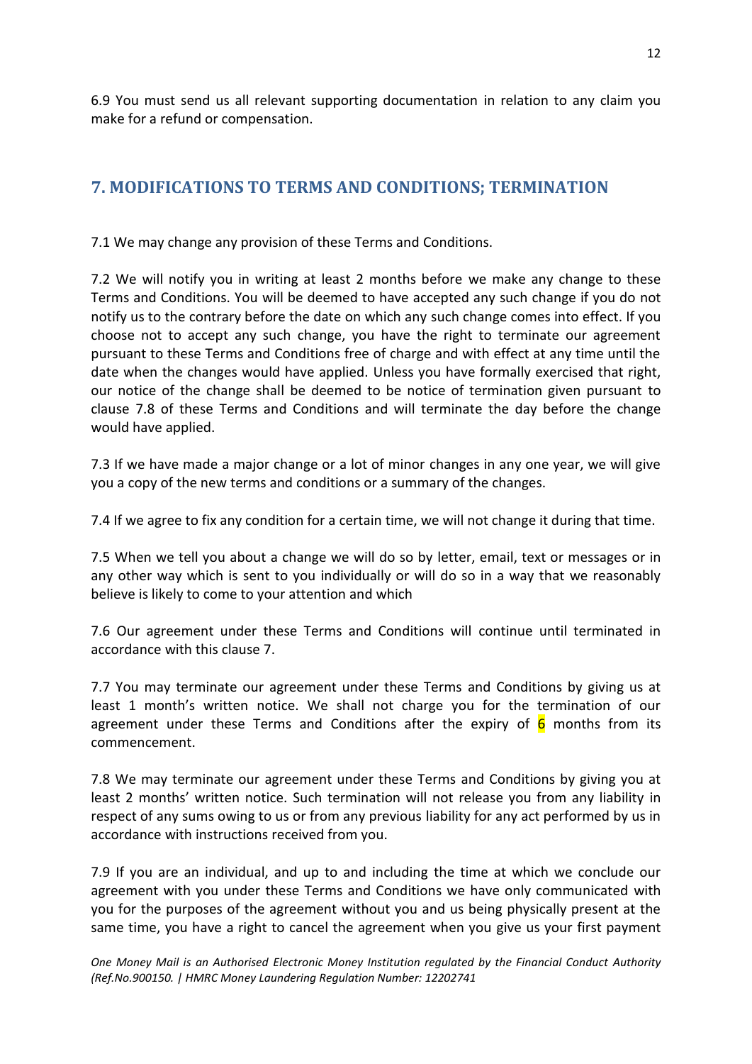6.9 You must send us all relevant supporting documentation in relation to any claim you make for a refund or compensation.

## 7. MODIFICATIONS TO TERMS AND CONDITIONS; TERMINATION

7.1 We may change any provision of these Terms and Conditions.

7.2 We will notify you in writing at least 2 months before we make any change to these Terms and Conditions. You will be deemed to have accepted any such change if you do not notify us to the contrary before the date on which any such change comes into effect. If you choose not to accept any such change, you have the right to terminate our agreement pursuant to these Terms and Conditions free of charge and with effect at any time until the date when the changes would have applied. Unless you have formally exercised that right, our notice of the change shall be deemed to be notice of termination given pursuant to clause 7.8 of these Terms and Conditions and will terminate the day before the change would have applied.

7.3 If we have made a major change or a lot of minor changes in any one year, we will give you a copy of the new terms and conditions or a summary of the changes.

7.4 If we agree to fix any condition for a certain time, we will not change it during that time.

7.5 When we tell you about a change we will do so by letter, email, text or messages or in any other way which is sent to you individually or will do so in a way that we reasonably believe is likely to come to your attention and which

7.6 Our agreement under these Terms and Conditions will continue until terminated in accordance with this clause 7.

7.7 You may terminate our agreement under these Terms and Conditions by giving us at least 1 month's written notice. We shall not charge you for the termination of our agreement under these Terms and Conditions after the expiry of 6 months from its commencement.

7.8 We may terminate our agreement under these Terms and Conditions by giving you at least 2 months' written notice. Such termination will not release you from any liability in respect of any sums owing to us or from any previous liability for any act performed by us in accordance with instructions received from you.

7.9 If you are an individual, and up to and including the time at which we conclude our agreement with you under these Terms and Conditions we have only communicated with you for the purposes of the agreement without you and us being physically present at the same time, you have a right to cancel the agreement when you give us your first payment

*One Money Mail is an Authorised Electronic Money Institution regulated by the Financial Conduct Authority (Ref.No.900150. | HMRC Money Laundering Regulation Number: 12202741*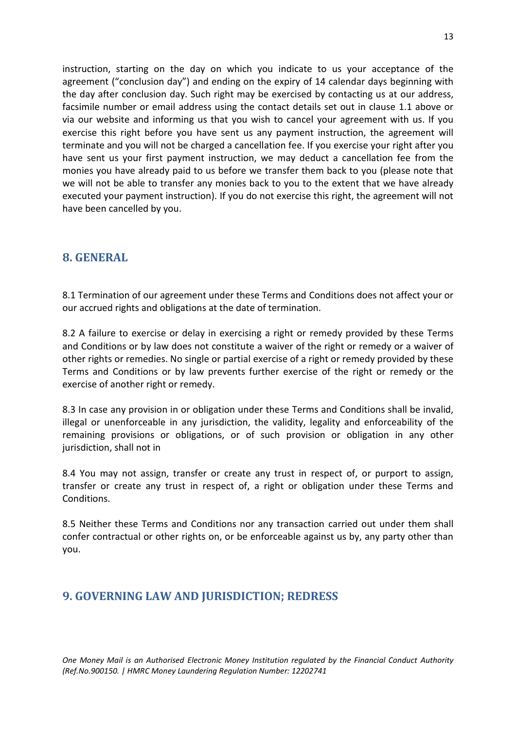instruction, starting on the day on which you indicate to us your acceptance of the agreement ("conclusion day") and ending on the expiry of 14 calendar days beginning with the day after conclusion day. Such right may be exercised by contacting us at our address, facsimile number or email address using the contact details set out in clause 1.1 above or via our website and informing us that you wish to cancel your agreement with us. If you exercise this right before you have sent us any payment instruction, the agreement will terminate and you will not be charged a cancellation fee. If you exercise your right after you have sent us your first payment instruction, we may deduct a cancellation fee from the monies you have already paid to us before we transfer them back to you (please note that we will not be able to transfer any monies back to you to the extent that we have already executed your payment instruction). If you do not exercise this right, the agreement will not have been cancelled by you.

## 8. GENERAL

8.1 Termination of our agreement under these Terms and Conditions does not affect your or our accrued rights and obligations at the date of termination.

8.2 A failure to exercise or delay in exercising a right or remedy provided by these Terms and Conditions or by law does not constitute a waiver of the right or remedy or a waiver of other rights or remedies. No single or partial exercise of a right or remedy provided by these Terms and Conditions or by law prevents further exercise of the right or remedy or the exercise of another right or remedy.

8.3 In case any provision in or obligation under these Terms and Conditions shall be invalid, illegal or unenforceable in any jurisdiction, the validity, legality and enforceability of the remaining provisions or obligations, or of such provision or obligation in any other jurisdiction, shall not in

8.4 You may not assign, transfer or create any trust in respect of, or purport to assign, transfer or create any trust in respect of, a right or obligation under these Terms and Conditions.

8.5 Neither these Terms and Conditions nor any transaction carried out under them shall confer contractual or other rights on, or be enforceable against us by, any party other than you.

## 9. GOVERNING LAW AND JURISDICTION; REDRESS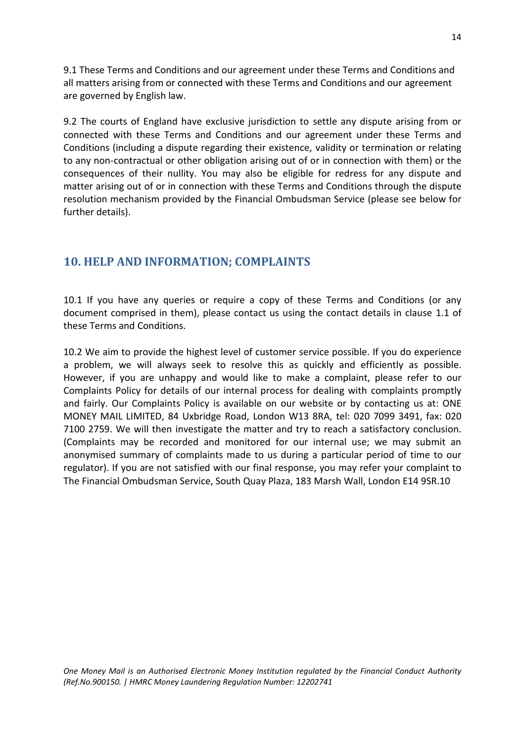9.1 These Terms and Conditions and our agreement under these Terms and Conditions and all matters arising from or connected with these Terms and Conditions and our agreement are governed by English law.

9.2 The courts of England have exclusive jurisdiction to settle any dispute arising from or connected with these Terms and Conditions and our agreement under these Terms and Conditions (including a dispute regarding their existence, validity or termination or relating to any non-contractual or other obligation arising out of or in connection with them) or the consequences of their nullity. You may also be eligible for redress for any dispute and matter arising out of or in connection with these Terms and Conditions through the dispute resolution mechanism provided by the Financial Ombudsman Service (please see below for further details).

## 10. HELP AND INFORMATION; COMPLAINTS

10.1 If you have any queries or require a copy of these Terms and Conditions (or any document comprised in them), please contact us using the contact details in clause 1.1 of these Terms and Conditions.

10.2 We aim to provide the highest level of customer service possible. If you do experience a problem, we will always seek to resolve this as quickly and efficiently as possible. However, if you are unhappy and would like to make a complaint, please refer to our Complaints Policy for details of our internal process for dealing with complaints promptly and fairly. Our Complaints Policy is available on our website or by contacting us at: ONE MONEY MAIL LIMITED, 84 Uxbridge Road, London W13 8RA, tel: 020 7099 3491, fax: 020 7100 2759. We will then investigate the matter and try to reach a satisfactory conclusion. (Complaints may be recorded and monitored for our internal use; we may submit an anonymised summary of complaints made to us during a particular period of time to our regulator). If you are not satisfied with our final response, you may refer your complaint to The Financial Ombudsman Service, South Quay Plaza, 183 Marsh Wall, London E14 9SR.10

*One Money Mail is an Authorised Electronic Money Institution regulated by the Financial Conduct Authority (Ref.No.900150. | HMRC Money Laundering Regulation Number: 12202741*